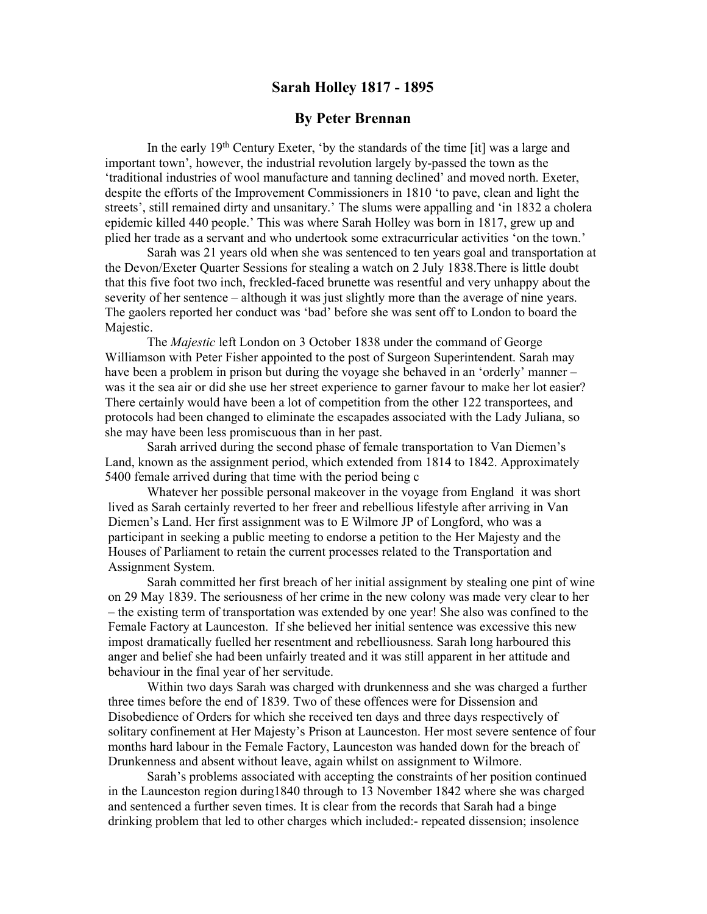# Sarah Holley 1817 - 1895

## By Peter Brennan

In the early 19th Century Exeter, 'by the standards of the time [it] was a large and important town', however, the industrial revolution largely by-passed the town as the 'traditional industries of wool manufacture and tanning declined' and moved north. Exeter, despite the efforts of the Improvement Commissioners in 1810 'to pave, clean and light the streets', still remained dirty and unsanitary.' The slums were appalling and 'in 1832 a cholera epidemic killed 440 people.' This was where Sarah Holley was born in 1817, grew up and plied her trade as a servant and who undertook some extracurricular activities 'on the town.'

Sarah was 21 years old when she was sentenced to ten years goal and transportation at the Devon/Exeter Quarter Sessions for stealing a watch on 2 July 1838.There is little doubt that this five foot two inch, freckled-faced brunette was resentful and very unhappy about the severity of her sentence – although it was just slightly more than the average of nine years. The gaolers reported her conduct was 'bad' before she was sent off to London to board the Majestic.

The *Majestic* left London on 3 October 1838 under the command of George Williamson with Peter Fisher appointed to the post of Surgeon Superintendent. Sarah may have been a problem in prison but during the voyage she behaved in an 'orderly' manner – was it the sea air or did she use her street experience to garner favour to make her lot easier? There certainly would have been a lot of competition from the other 122 transportees, and protocols had been changed to eliminate the escapades associated with the Lady Juliana, so she may have been less promiscuous than in her past.

Sarah arrived during the second phase of female transportation to Van Diemen's Land, known as the assignment period, which extended from 1814 to 1842. Approximately 5400 female arrived during that time with the period being c

Whatever her possible personal makeover in the voyage from England it was short lived as Sarah certainly reverted to her freer and rebellious lifestyle after arriving in Van Diemen's Land. Her first assignment was to E Wilmore JP of Longford, who was a participant in seeking a public meeting to endorse a petition to the Her Majesty and the Houses of Parliament to retain the current processes related to the Transportation and Assignment System.

Sarah committed her first breach of her initial assignment by stealing one pint of wine on 29 May 1839. The seriousness of her crime in the new colony was made very clear to her – the existing term of transportation was extended by one year! She also was confined to the Female Factory at Launceston. If she believed her initial sentence was excessive this new impost dramatically fuelled her resentment and rebelliousness. Sarah long harboured this anger and belief she had been unfairly treated and it was still apparent in her attitude and behaviour in the final year of her servitude.

Within two days Sarah was charged with drunkenness and she was charged a further three times before the end of 1839. Two of these offences were for Dissension and Disobedience of Orders for which she received ten days and three days respectively of solitary confinement at Her Majesty's Prison at Launceston. Her most severe sentence of four months hard labour in the Female Factory, Launceston was handed down for the breach of Drunkenness and absent without leave, again whilst on assignment to Wilmore.

Sarah's problems associated with accepting the constraints of her position continued in the Launceston region during1840 through to 13 November 1842 where she was charged and sentenced a further seven times. It is clear from the records that Sarah had a binge drinking problem that led to other charges which included:- repeated dissension; insolence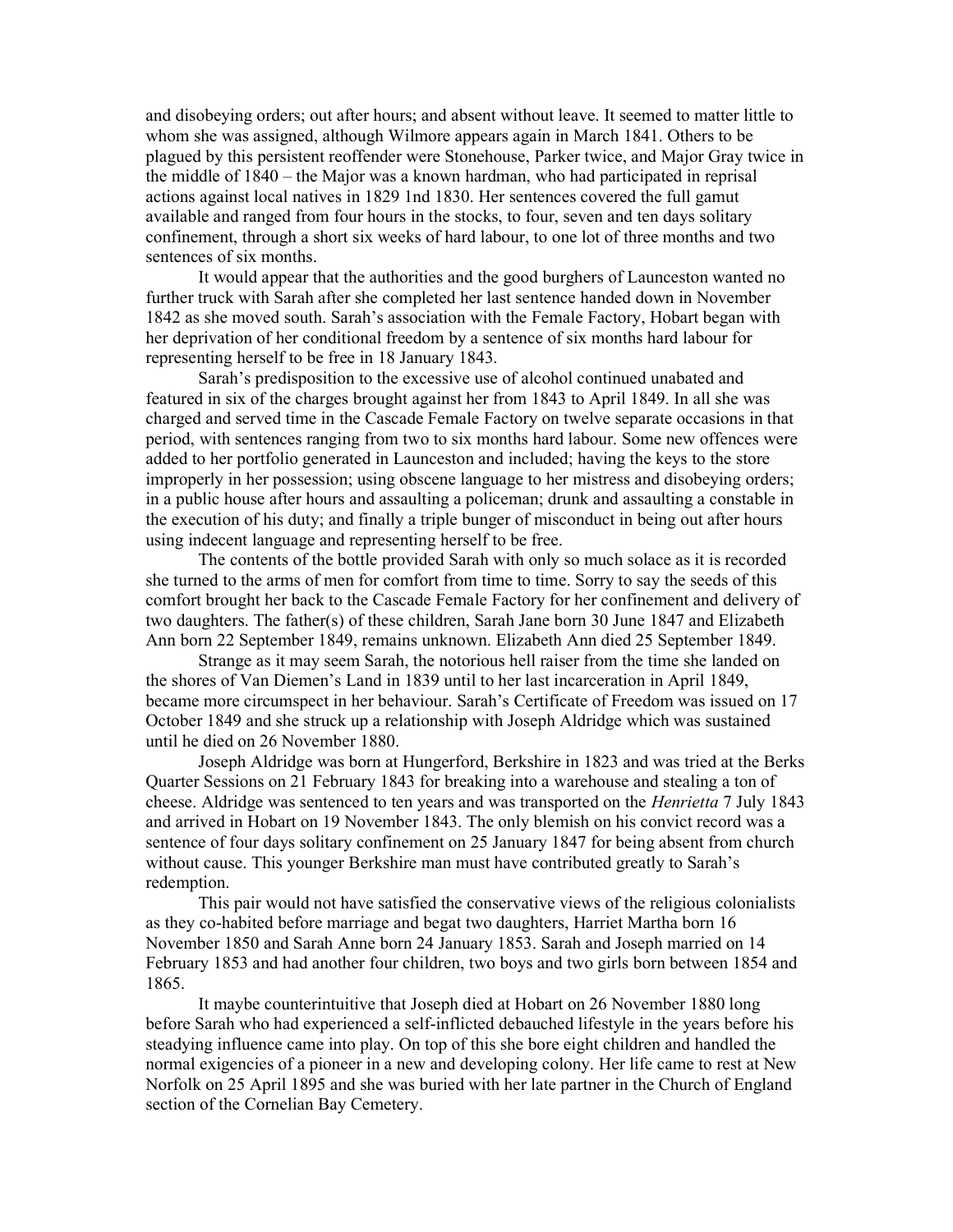and disobeying orders; out after hours; and absent without leave. It seemed to matter little to whom she was assigned, although Wilmore appears again in March 1841. Others to be plagued by this persistent reoffender were Stonehouse, Parker twice, and Major Gray twice in the middle of 1840 – the Major was a known hardman, who had participated in reprisal actions against local natives in 1829 1nd 1830. Her sentences covered the full gamut available and ranged from four hours in the stocks, to four, seven and ten days solitary confinement, through a short six weeks of hard labour, to one lot of three months and two sentences of six months.

It would appear that the authorities and the good burghers of Launceston wanted no further truck with Sarah after she completed her last sentence handed down in November 1842 as she moved south. Sarah's association with the Female Factory, Hobart began with her deprivation of her conditional freedom by a sentence of six months hard labour for representing herself to be free in 18 January 1843.

Sarah's predisposition to the excessive use of alcohol continued unabated and featured in six of the charges brought against her from 1843 to April 1849. In all she was charged and served time in the Cascade Female Factory on twelve separate occasions in that period, with sentences ranging from two to six months hard labour. Some new offences were added to her portfolio generated in Launceston and included; having the keys to the store improperly in her possession; using obscene language to her mistress and disobeying orders; in a public house after hours and assaulting a policeman; drunk and assaulting a constable in the execution of his duty; and finally a triple bunger of misconduct in being out after hours using indecent language and representing herself to be free.

The contents of the bottle provided Sarah with only so much solace as it is recorded she turned to the arms of men for comfort from time to time. Sorry to say the seeds of this comfort brought her back to the Cascade Female Factory for her confinement and delivery of two daughters. The father(s) of these children, Sarah Jane born 30 June 1847 and Elizabeth Ann born 22 September 1849, remains unknown. Elizabeth Ann died 25 September 1849.

Strange as it may seem Sarah, the notorious hell raiser from the time she landed on the shores of Van Diemen's Land in 1839 until to her last incarceration in April 1849, became more circumspect in her behaviour. Sarah's Certificate of Freedom was issued on 17 October 1849 and she struck up a relationship with Joseph Aldridge which was sustained until he died on 26 November 1880.

Joseph Aldridge was born at Hungerford, Berkshire in 1823 and was tried at the Berks Quarter Sessions on 21 February 1843 for breaking into a warehouse and stealing a ton of cheese. Aldridge was sentenced to ten years and was transported on the *Henrietta* 7 July 1843 and arrived in Hobart on 19 November 1843. The only blemish on his convict record was a sentence of four days solitary confinement on 25 January 1847 for being absent from church without cause. This younger Berkshire man must have contributed greatly to Sarah's redemption.

This pair would not have satisfied the conservative views of the religious colonialists as they co-habited before marriage and begat two daughters, Harriet Martha born 16 November 1850 and Sarah Anne born 24 January 1853. Sarah and Joseph married on 14 February 1853 and had another four children, two boys and two girls born between 1854 and 1865.

It maybe counterintuitive that Joseph died at Hobart on 26 November 1880 long before Sarah who had experienced a self-inflicted debauched lifestyle in the years before his steadying influence came into play. On top of this she bore eight children and handled the normal exigencies of a pioneer in a new and developing colony. Her life came to rest at New Norfolk on 25 April 1895 and she was buried with her late partner in the Church of England section of the Cornelian Bay Cemetery.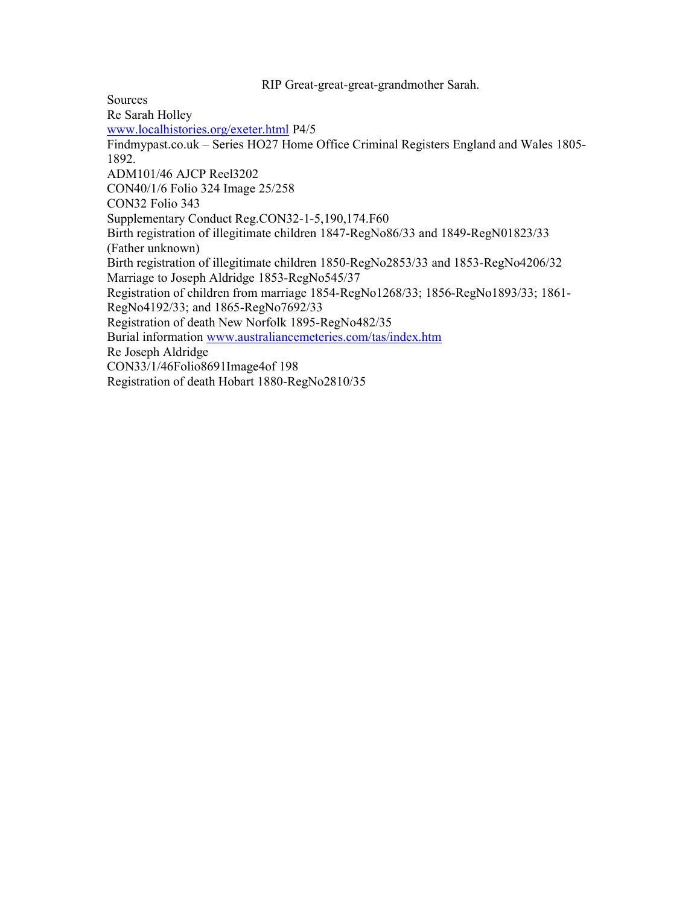RIP Great-great-great-grandmother Sarah.

Sources

Re Sarah Holley

www.localhistories.org/exeter.html P4/5

Findmypast.co.uk – Series HO27 Home Office Criminal Registers England and Wales 1805-1892.

ADM101/46 AJCP Reel3202

CON40/1/6 Folio 324 Image 25/258

CON32 Folio 343

Supplementary Conduct Reg.CON32-1-5,190,174.F60

Birth registration of illegitimate children 1847-RegNo86/33 and 1849-RegN01823/33 (Father unknown)

Birth registration of illegitimate children 1850-RegNo2853/33 and 1853-RegNo4206/32

Marriage to Joseph Aldridge 1853-RegNo545/37

Registration of children from marriage 1854-RegNo1268/33; 1856-RegNo1893/33; 1861-RegNo4192/33; and 1865-RegNo7692/33

Registration of death New Norfolk 1895-RegNo482/35

Burial information www.australiancemeteries.com/tas/index.htm

Re Joseph Aldridge

CON33/1/46Folio8691Image4of 198

Registration of death Hobart 1880-RegNo2810/35